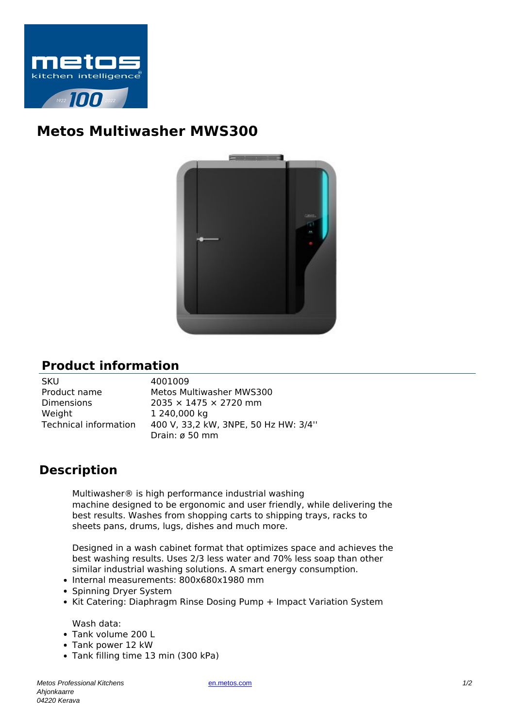# Metos Multiwasher MWS300

## Product information

| | |
|---|---|
| SKU | 4001009 |
| Product name | Metos Multiwasher MWS300 |
| Dimensions | 2035 × 1475 × 2720 mm |
| Weight | 1 240,000 kg |
| Technical information | 400 V, 33,2 kW, 3NPE, 50 Hz HW: 3/4'' Drain: ø 50 mm |

## Description

Multiwasher® is high performance industrial washing machine designed to be ergonomic and user friendly, while delivering the best results. Washes from shopping carts to shipping trays, racks to sheets pans, drums, lugs, dishes and much more.

Designed in a wash cabinet format that optimizes space and achieves the best washing results. Uses 2/3 less water and 70% less soap than other similar industrial washing solutions. A smart energy consumption.

- Internal measurements: 800x680x1980 mm
- Spinning Dryer System
- Kit Catering: Diaphragm Rinse Dosing Pump + Impact Variation System

Wash data:

- Tank volume 200 L
- Tank power 12 kW
- Tank filling time 13 min (300 kPa)

*Metos Professional Kitchens*
*Ahjonkaarre*
*04220 Kerava*

en.metos.com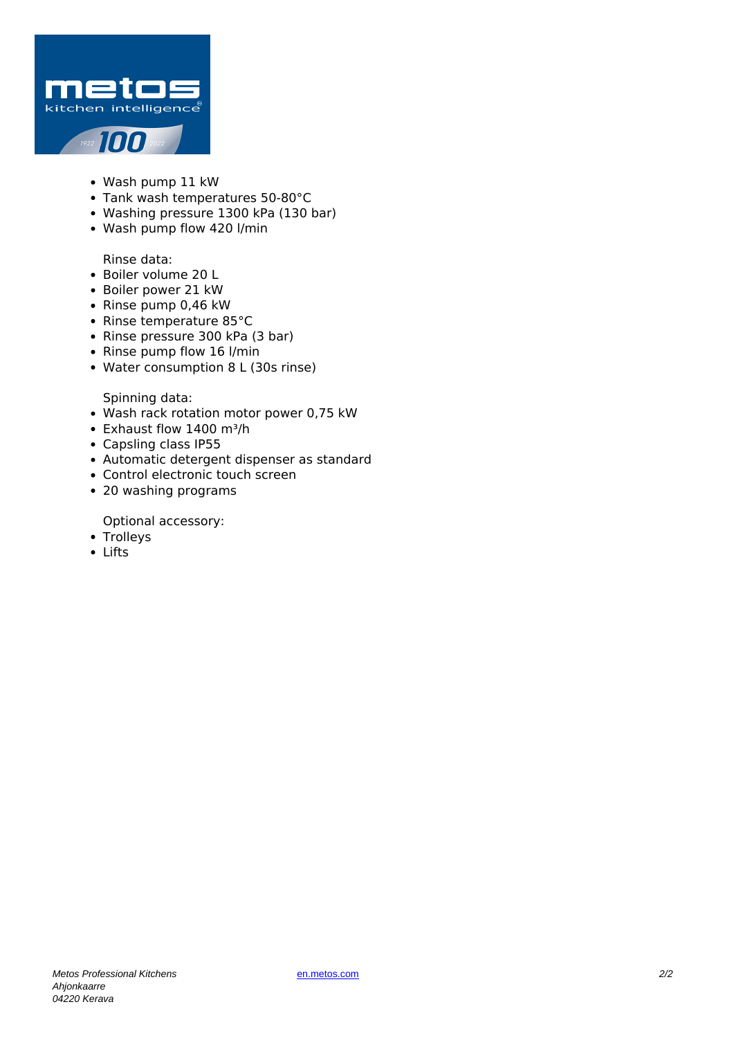- Wash pump 11 kW
- Tank wash temperatures 50-80°C
- Washing pressure 1300 kPa (130 bar)
- Wash pump flow 420 l/min

Rinse data:

- Boiler volume 20 L
- Boiler power 21 kW
- Rinse pump 0,46 kW
- Rinse temperature 85°C
- Rinse pressure 300 kPa (3 bar)
- Rinse pump flow 16 l/min
- Water consumption 8 L (30s rinse)

Spinning data:

- Wash rack rotation motor power 0,75 kW
- Exhaust flow 1400 m³/h
- Capsling class IP55
- Automatic detergent dispenser as standard
- Control electronic touch screen
- 20 washing programs

Optional accessory:

- Trolleys
- Lifts

*Metos Professional Kitchens*
*Ahjonkaarre*
*04220 Kerava*

en.metos.com